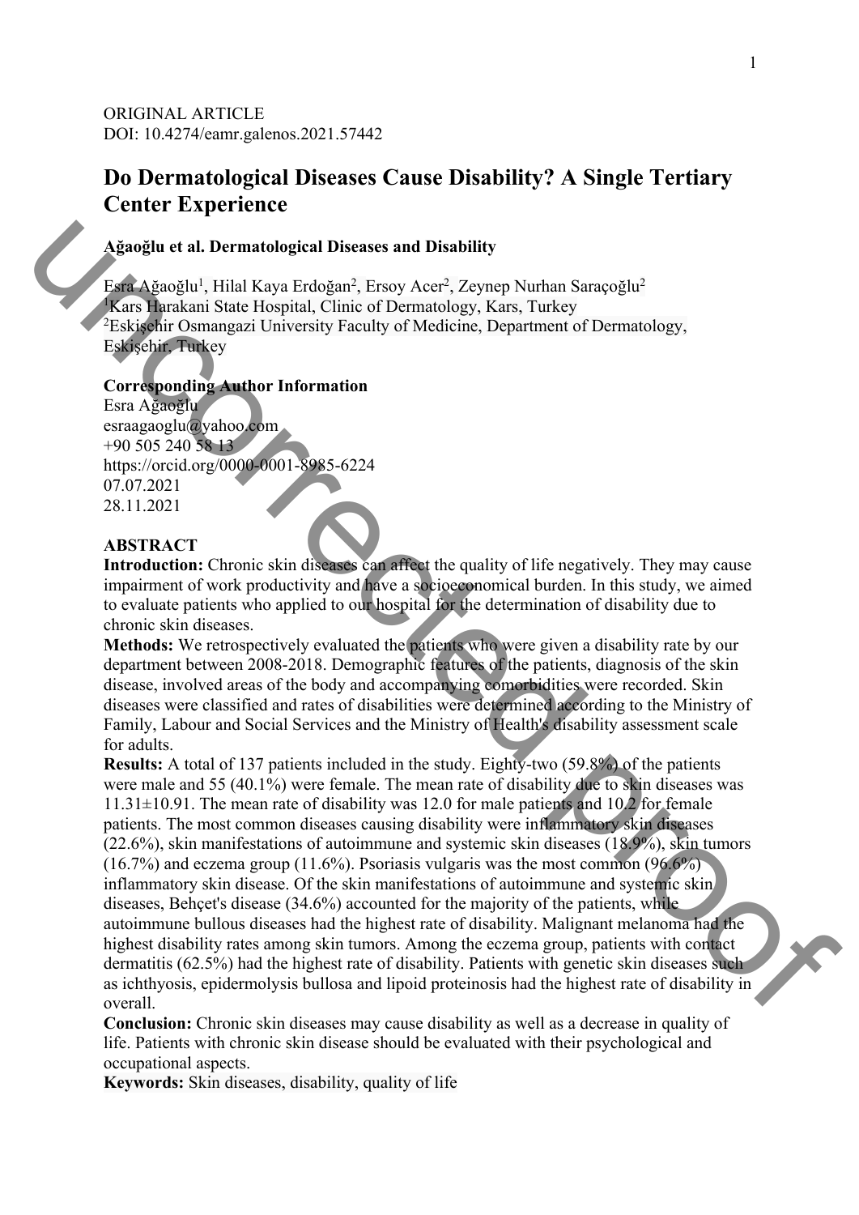ORIGINAL ARTICLE
DOI: 10.4274/eamr.galenos.2021.57442

# Do Dermatological Diseases Cause Disability? A Single Tertiary Center Experience

**Ağaoğlu et al. Dermatological Diseases and Disability**

Esra Ağaoğlu[1], Hilal Kaya Erdoğan[2], Ersoy Acer[2], Zeynep Nurhan Saraçoğlu[2]
[1]Kars Harakani State Hospital, Clinic of Dermatology, Kars, Turkey
[2]Eskişehir Osmangazi University Faculty of Medicine, Department of Dermatology, Eskişehir, Turkey

**Corresponding Author Information**
Esra Ağaoğlu
esraagaoglu@yahoo.com
+90 505 240 58 13
https://orcid.org/0000-0001-8985-6224
07.07.2021
28.11.2021

## ABSTRACT

**Introduction:** Chronic skin diseases can affect the quality of life negatively. They may cause impairment of work productivity and have a socioeconomical burden. In this study, we aimed to evaluate patients who applied to our hospital for the determination of disability due to chronic skin diseases.

**Methods:** We retrospectively evaluated the patients who were given a disability rate by our department between 2008-2018. Demographic features of the patients, diagnosis of the skin disease, involved areas of the body and accompanying comorbidities were recorded. Skin diseases were classified and rates of disabilities were determined according to the Ministry of Family, Labour and Social Services and the Ministry of Health's disability assessment scale for adults.

**Results:** A total of 137 patients included in the study. Eighty-two (59.8%) of the patients were male and 55 (40.1%) were female. The mean rate of disability due to skin diseases was 11.31±10.91. The mean rate of disability was 12.0 for male patients and 10.2 for female patients. The most common diseases causing disability were inflammatory skin diseases (22.6%), skin manifestations of autoimmune and systemic skin diseases (18.9%), skin tumors (16.7%) and eczema group (11.6%). Psoriasis vulgaris was the most common (96.6%) inflammatory skin disease. Of the skin manifestations of autoimmune and systemic skin diseases, Behçet's disease (34.6%) accounted for the majority of the patients, while autoimmune bullous diseases had the highest rate of disability. Malignant melanoma had the highest disability rates among skin tumors. Among the eczema group, patients with contact dermatitis (62.5%) had the highest rate of disability. Patients with genetic skin diseases such as ichthyosis, epidermolysis bullosa and lipoid proteinosis had the highest rate of disability in overall.

**Conclusion:** Chronic skin diseases may cause disability as well as a decrease in quality of life. Patients with chronic skin disease should be evaluated with their psychological and occupational aspects.

**Keywords:** Skin diseases, disability, quality of life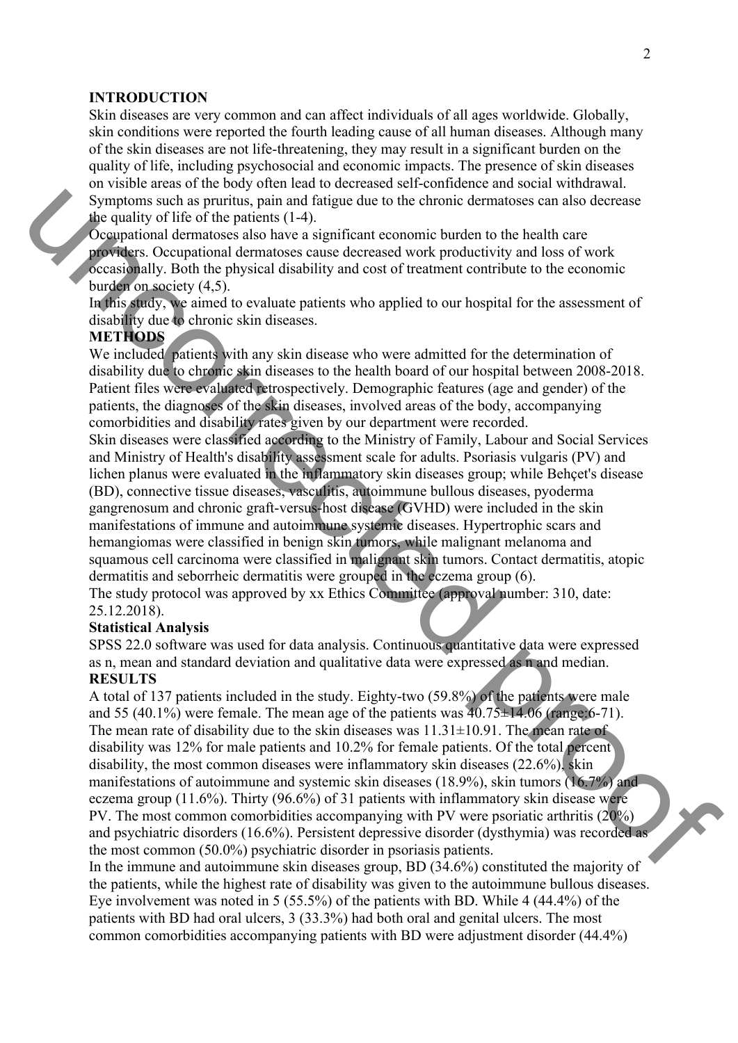## INTRODUCTION

Skin diseases are very common and can affect individuals of all ages worldwide. Globally, skin conditions were reported the fourth leading cause of all human diseases. Although many of the skin diseases are not life-threatening, they may result in a significant burden on the quality of life, including psychosocial and economic impacts. The presence of skin diseases on visible areas of the body often lead to decreased self-confidence and social withdrawal. Symptoms such as pruritus, pain and fatigue due to the chronic dermatoses can also decrease the quality of life of the patients (1-4).

Occupational dermatoses also have a significant economic burden to the health care providers. Occupational dermatoses cause decreased work productivity and loss of work occasionally. Both the physical disability and cost of treatment contribute to the economic burden on society (4,5).

In this study, we aimed to evaluate patients who applied to our hospital for the assessment of disability due to chronic skin diseases.

## METHODS

We included patients with any skin disease who were admitted for the determination of disability due to chronic skin diseases to the health board of our hospital between 2008-2018. Patient files were evaluated retrospectively. Demographic features (age and gender) of the patients, the diagnoses of the skin diseases, involved areas of the body, accompanying comorbidities and disability rates given by our department were recorded.

Skin diseases were classified according to the Ministry of Family, Labour and Social Services and Ministry of Health's disability assessment scale for adults. Psoriasis vulgaris (PV) and lichen planus were evaluated in the inflammatory skin diseases group; while Behçet's disease (BD), connective tissue diseases, vasculitis, autoimmune bullous diseases, pyoderma gangrenosum and chronic graft-versus-host disease (GVHD) were included in the skin manifestations of immune and autoimmune systemic diseases. Hypertrophic scars and hemangiomas were classified in benign skin tumors, while malignant melanoma and squamous cell carcinoma were classified in malignant skin tumors. Contact dermatitis, atopic dermatitis and seborrheic dermatitis were grouped in the eczema group (6).

The study protocol was approved by xx Ethics Committee (approval number: 310, date: 25.12.2018).

### Statistical Analysis

SPSS 22.0 software was used for data analysis. Continuous quantitative data were expressed as n, mean and standard deviation and qualitative data were expressed as n and median.

## RESULTS

A total of 137 patients included in the study. Eighty-two (59.8%) of the patients were male and 55 (40.1%) were female. The mean age of the patients was 40.75±14.06 (range:6-71). The mean rate of disability due to the skin diseases was 11.31±10.91. The mean rate of disability was 12% for male patients and 10.2% for female patients. Of the total percent disability, the most common diseases were inflammatory skin diseases (22.6%), skin manifestations of autoimmune and systemic skin diseases (18.9%), skin tumors (16.7%) and eczema group (11.6%). Thirty (96.6%) of 31 patients with inflammatory skin disease were PV. The most common comorbidities accompanying with PV were psoriatic arthritis (20%) and psychiatric disorders (16.6%). Persistent depressive disorder (dysthymia) was recorded as the most common (50.0%) psychiatric disorder in psoriasis patients.

In the immune and autoimmune skin diseases group, BD (34.6%) constituted the majority of the patients, while the highest rate of disability was given to the autoimmune bullous diseases. Eye involvement was noted in 5 (55.5%) of the patients with BD. While 4 (44.4%) of the patients with BD had oral ulcers, 3 (33.3%) had both oral and genital ulcers. The most common comorbidities accompanying patients with BD were adjustment disorder (44.4%)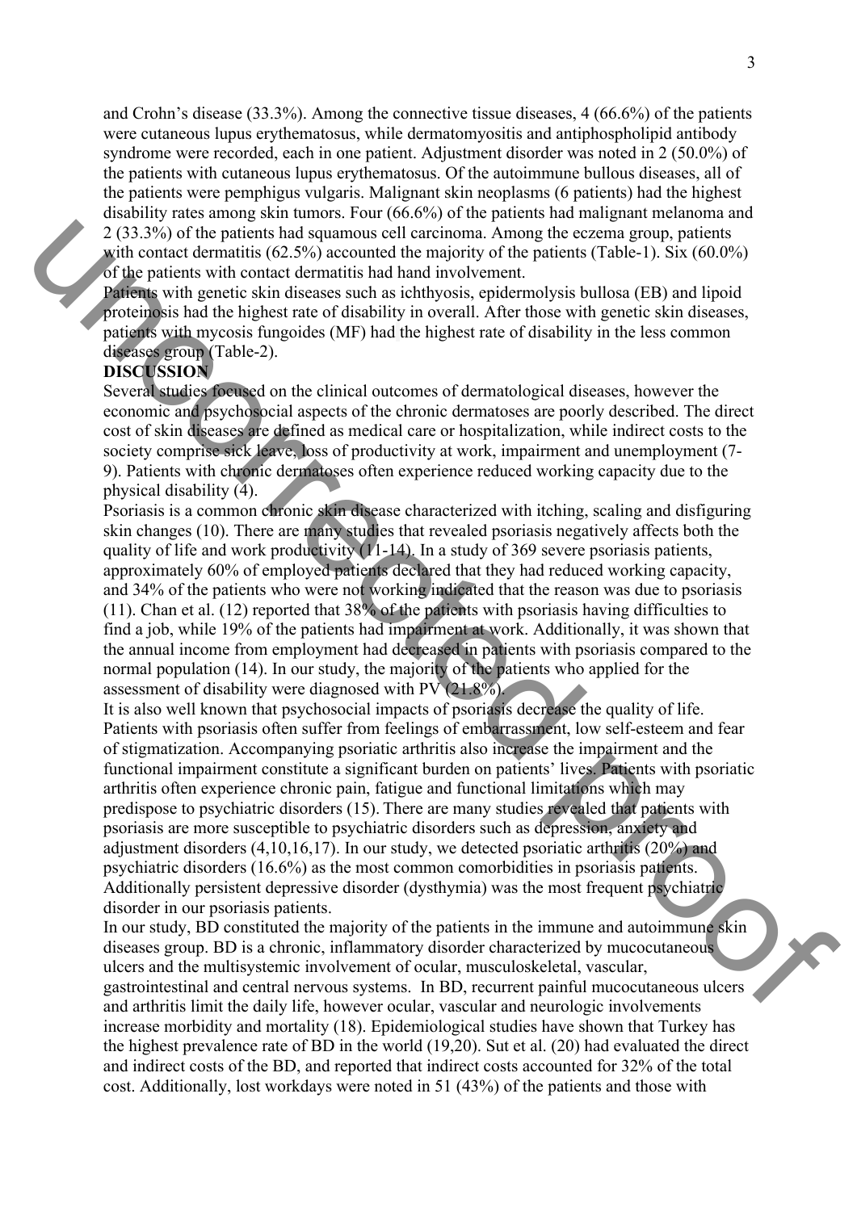and Crohn's disease (33.3%). Among the connective tissue diseases, 4 (66.6%) of the patients were cutaneous lupus erythematosus, while dermatomyositis and antiphospholipid antibody syndrome were recorded, each in one patient. Adjustment disorder was noted in 2 (50.0%) of the patients with cutaneous lupus erythematosus. Of the autoimmune bullous diseases, all of the patients were pemphigus vulgaris. Malignant skin neoplasms (6 patients) had the highest disability rates among skin tumors. Four (66.6%) of the patients had malignant melanoma and 2 (33.3%) of the patients had squamous cell carcinoma. Among the eczema group, patients with contact dermatitis (62.5%) accounted the majority of the patients (Table-1). Six (60.0%) of the patients with contact dermatitis had hand involvement.

Patients with genetic skin diseases such as ichthyosis, epidermolysis bullosa (EB) and lipoid proteinosis had the highest rate of disability in overall. After those with genetic skin diseases, patients with mycosis fungoides (MF) had the highest rate of disability in the less common diseases group (Table-2).

## DISCUSSION

Several studies focused on the clinical outcomes of dermatological diseases, however the economic and psychosocial aspects of the chronic dermatoses are poorly described. The direct cost of skin diseases are defined as medical care or hospitalization, while indirect costs to the society comprise sick leave, loss of productivity at work, impairment and unemployment (7-9). Patients with chronic dermatoses often experience reduced working capacity due to the physical disability (4).

Psoriasis is a common chronic skin disease characterized with itching, scaling and disfiguring skin changes (10). There are many studies that revealed psoriasis negatively affects both the quality of life and work productivity (11-14). In a study of 369 severe psoriasis patients, approximately 60% of employed patients declared that they had reduced working capacity, and 34% of the patients who were not working indicated that the reason was due to psoriasis (11). Chan et al. (12) reported that 38% of the patients with psoriasis having difficulties to find a job, while 19% of the patients had impairment at work. Additionally, it was shown that the annual income from employment had decreased in patients with psoriasis compared to the normal population (14). In our study, the majority of the patients who applied for the assessment of disability were diagnosed with PV (21.8%).

It is also well known that psychosocial impacts of psoriasis decrease the quality of life. Patients with psoriasis often suffer from feelings of embarrassment, low self-esteem and fear of stigmatization. Accompanying psoriatic arthritis also increase the impairment and the functional impairment constitute a significant burden on patients' lives. Patients with psoriatic arthritis often experience chronic pain, fatigue and functional limitations which may predispose to psychiatric disorders (15). There are many studies revealed that patients with psoriasis are more susceptible to psychiatric disorders such as depression, anxiety and adjustment disorders (4,10,16,17). In our study, we detected psoriatic arthritis (20%) and psychiatric disorders (16.6%) as the most common comorbidities in psoriasis patients. Additionally persistent depressive disorder (dysthymia) was the most frequent psychiatric disorder in our psoriasis patients.

In our study, BD constituted the majority of the patients in the immune and autoimmune skin diseases group. BD is a chronic, inflammatory disorder characterized by mucocutaneous ulcers and the multisystemic involvement of ocular, musculoskeletal, vascular, gastrointestinal and central nervous systems. In BD, recurrent painful mucocutaneous ulcers and arthritis limit the daily life, however ocular, vascular and neurologic involvements increase morbidity and mortality (18). Epidemiological studies have shown that Turkey has the highest prevalence rate of BD in the world (19,20). Sut et al. (20) had evaluated the direct and indirect costs of the BD, and reported that indirect costs accounted for 32% of the total cost. Additionally, lost workdays were noted in 51 (43%) of the patients and those with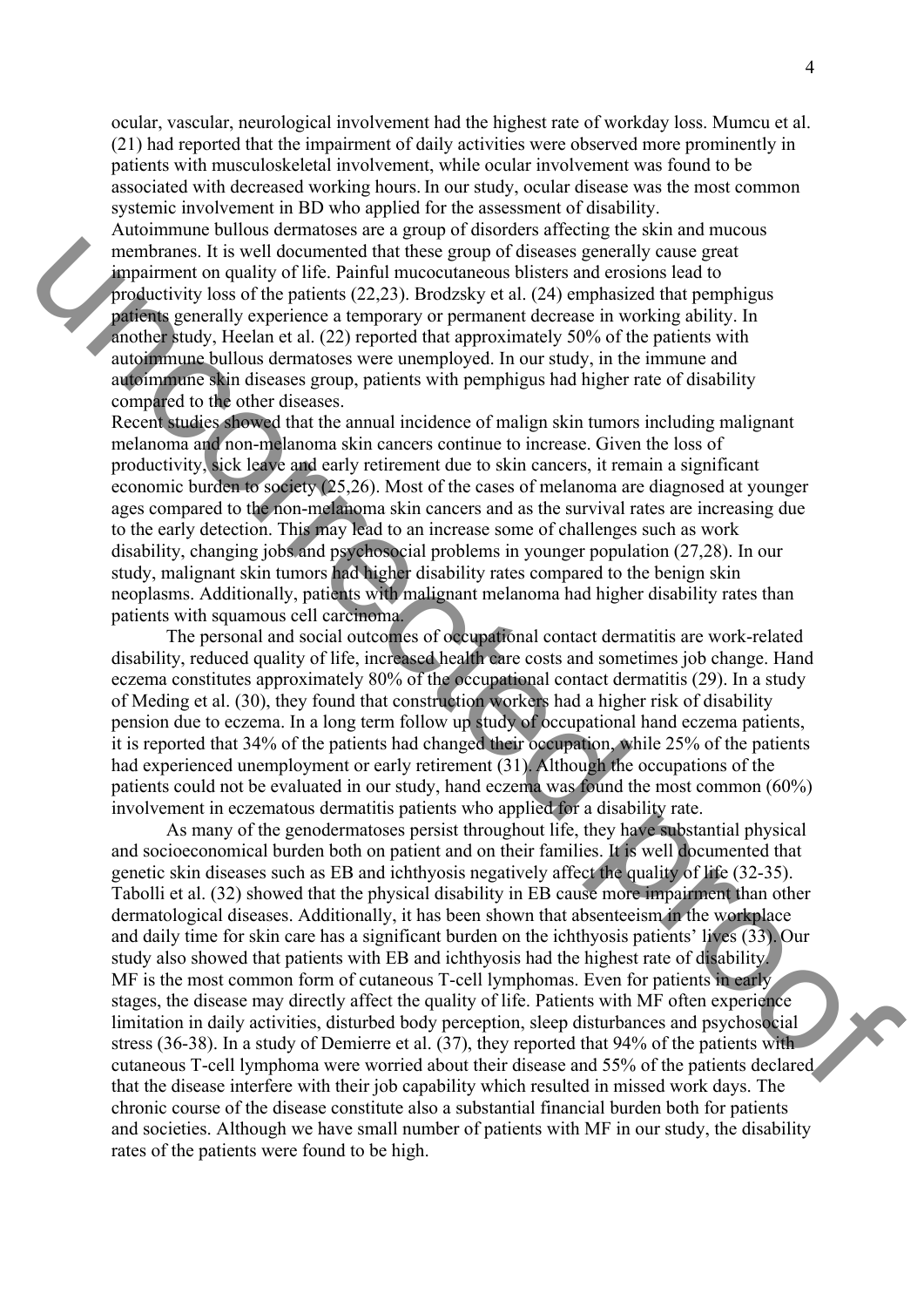ocular, vascular, neurological involvement had the highest rate of workday loss. Mumcu et al. (21) had reported that the impairment of daily activities were observed more prominently in patients with musculoskeletal involvement, while ocular involvement was found to be associated with decreased working hours. In our study, ocular disease was the most common systemic involvement in BD who applied for the assessment of disability.

Autoimmune bullous dermatoses are a group of disorders affecting the skin and mucous membranes. It is well documented that these group of diseases generally cause great impairment on quality of life. Painful mucocutaneous blisters and erosions lead to productivity loss of the patients (22,23). Brodzsky et al. (24) emphasized that pemphigus patients generally experience a temporary or permanent decrease in working ability. In another study, Heelan et al. (22) reported that approximately 50% of the patients with autoimmune bullous dermatoses were unemployed. In our study, in the immune and autoimmune skin diseases group, patients with pemphigus had higher rate of disability compared to the other diseases.

Recent studies showed that the annual incidence of malign skin tumors including malignant melanoma and non-melanoma skin cancers continue to increase. Given the loss of productivity, sick leave and early retirement due to skin cancers, it remain a significant economic burden to society (25,26). Most of the cases of melanoma are diagnosed at younger ages compared to the non-melanoma skin cancers and as the survival rates are increasing due to the early detection. This may lead to an increase some of challenges such as work disability, changing jobs and psychosocial problems in younger population (27,28). In our study, malignant skin tumors had higher disability rates compared to the benign skin neoplasms. Additionally, patients with malignant melanoma had higher disability rates than patients with squamous cell carcinoma.

The personal and social outcomes of occupational contact dermatitis are work-related disability, reduced quality of life, increased health care costs and sometimes job change. Hand eczema constitutes approximately 80% of the occupational contact dermatitis (29). In a study of Meding et al. (30), they found that construction workers had a higher risk of disability pension due to eczema. In a long term follow up study of occupational hand eczema patients, it is reported that 34% of the patients had changed their occupation, while 25% of the patients had experienced unemployment or early retirement (31). Although the occupations of the patients could not be evaluated in our study, hand eczema was found the most common (60%) involvement in eczematous dermatitis patients who applied for a disability rate.

As many of the genodermatoses persist throughout life, they have substantial physical and socioeconomical burden both on patient and on their families. It is well documented that genetic skin diseases such as EB and ichthyosis negatively affect the quality of life (32-35). Tabolli et al. (32) showed that the physical disability in EB cause more impairment than other dermatological diseases. Additionally, it has been shown that absenteeism in the workplace and daily time for skin care has a significant burden on the ichthyosis patients' lives (33). Our study also showed that patients with EB and ichthyosis had the highest rate of disability.

MF is the most common form of cutaneous T-cell lymphomas. Even for patients in early stages, the disease may directly affect the quality of life. Patients with MF often experience limitation in daily activities, disturbed body perception, sleep disturbances and psychosocial stress (36-38). In a study of Demierre et al. (37), they reported that 94% of the patients with cutaneous T-cell lymphoma were worried about their disease and 55% of the patients declared that the disease interfere with their job capability which resulted in missed work days. The chronic course of the disease constitute also a substantial financial burden both for patients and societies. Although we have small number of patients with MF in our study, the disability rates of the patients were found to be high.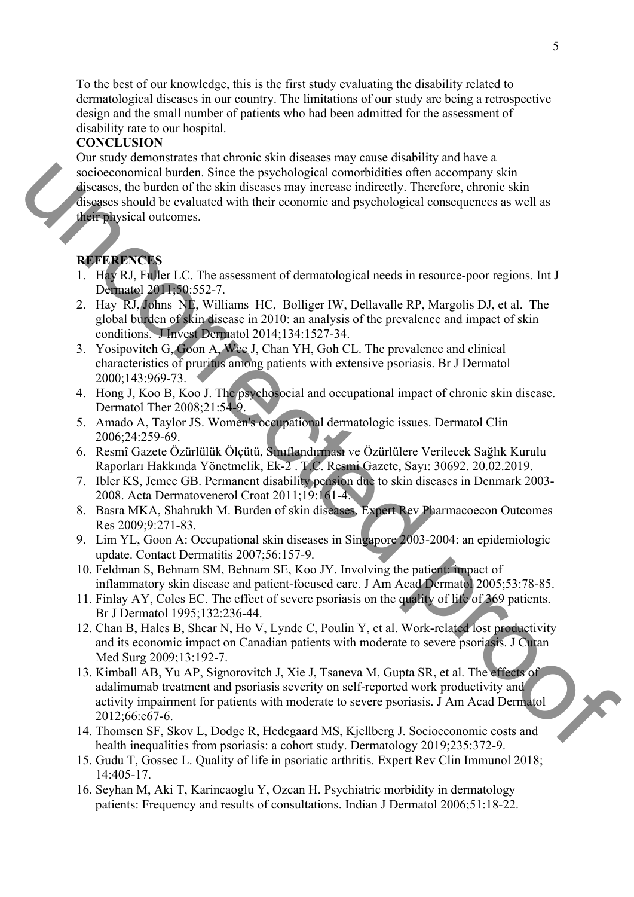To the best of our knowledge, this is the first study evaluating the disability related to dermatological diseases in our country. The limitations of our study are being a retrospective design and the small number of patients who had been admitted for the assessment of disability rate to our hospital.

**CONCLUSION**

Our study demonstrates that chronic skin diseases may cause disability and have a socioeconomical burden. Since the psychological comorbidities often accompany skin diseases, the burden of the skin diseases may increase indirectly. Therefore, chronic skin diseases should be evaluated with their economic and psychological consequences as well as their physical outcomes.

**REFERENCES**

1. Hay RJ, Fuller LC. The assessment of dermatological needs in resource-poor regions. Int J Dermatol 2011;50:552-7.
2. Hay RJ, Johns NE, Williams HC, Bolliger IW, Dellavalle RP, Margolis DJ, et al. The global burden of skin disease in 2010: an analysis of the prevalence and impact of skin conditions. J Invest Dermatol 2014;134:1527-34.
3. Yosipovitch G, Goon A, Wee J, Chan YH, Goh CL. The prevalence and clinical characteristics of pruritus among patients with extensive psoriasis. Br J Dermatol 2000;143:969-73.
4. Hong J, Koo B, Koo J. The psychosocial and occupational impact of chronic skin disease. Dermatol Ther 2008;21:54-9.
5. Amado A, Taylor JS. Women's occupational dermatologic issues. Dermatol Clin 2006;24:259-69.
6. Resmî Gazete Özürlülük Ölçütü, Sınıflandırması ve Özürlülere Verilecek Sağlık Kurulu Raporları Hakkında Yönetmelik, Ek-2 . T.C. Resmi Gazete, Sayı: 30692. 20.02.2019.
7. Ibler KS, Jemec GB. Permanent disability pension due to skin diseases in Denmark 2003-2008. Acta Dermatovenerol Croat 2011;19:161-4.
8. Basra MKA, Shahrukh M. Burden of skin diseases. Expert Rev Pharmacoecon Outcomes Res 2009;9:271-83.
9. Lim YL, Goon A: Occupational skin diseases in Singapore 2003-2004: an epidemiologic update. Contact Dermatitis 2007;56:157-9.
10. Feldman S, Behnam SM, Behnam SE, Koo JY. Involving the patient: impact of inflammatory skin disease and patient-focused care. J Am Acad Dermatol 2005;53:78-85.
11. Finlay AY, Coles EC. The effect of severe psoriasis on the quality of life of 369 patients. Br J Dermatol 1995;132:236-44.
12. Chan B, Hales B, Shear N, Ho V, Lynde C, Poulin Y, et al. Work-related lost productivity and its economic impact on Canadian patients with moderate to severe psoriasis. J Cutan Med Surg 2009;13:192-7.
13. Kimball AB, Yu AP, Signorovitch J, Xie J, Tsaneva M, Gupta SR, et al. The effects of adalimumab treatment and psoriasis severity on self-reported work productivity and activity impairment for patients with moderate to severe psoriasis. J Am Acad Dermatol 2012;66:e67-6.
14. Thomsen SF, Skov L, Dodge R, Hedegaard MS, Kjellberg J. Socioeconomic costs and health inequalities from psoriasis: a cohort study. Dermatology 2019;235:372-9.
15. Gudu T, Gossec L. Quality of life in psoriatic arthritis. Expert Rev Clin Immunol 2018; 14:405-17.
16. Seyhan M, Aki T, Karincaoglu Y, Ozcan H. Psychiatric morbidity in dermatology patients: Frequency and results of consultations. Indian J Dermatol 2006;51:18-22.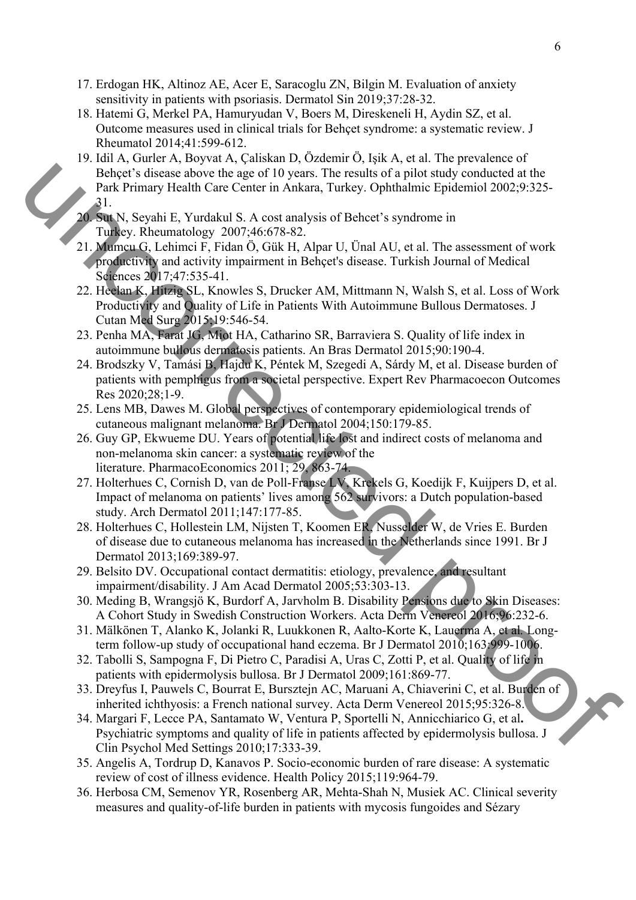17. Erdogan HK, Altinoz AE, Acer E, Saracoglu ZN, Bilgin M. Evaluation of anxiety sensitivity in patients with psoriasis. Dermatol Sin 2019;37:28-32.
18. Hatemi G, Merkel PA, Hamuryudan V, Boers M, Direskeneli H, Aydin SZ, et al. Outcome measures used in clinical trials for Behçet syndrome: a systematic review. J Rheumatol 2014;41:599-612.
19. Idil A, Gurler A, Boyvat A, Çaliskan D, Özdemir Ö, Işik A, et al. The prevalence of Behçet's disease above the age of 10 years. The results of a pilot study conducted at the Park Primary Health Care Center in Ankara, Turkey. Ophthalmic Epidemiol 2002;9:325-31.
20. Sut N, Seyahi E, Yurdakul S. A cost analysis of Behcet's syndrome in Turkey. Rheumatology 2007;46:678-82.
21. Mumcu G, Lehimci F, Fidan Ö, Gük H, Alpar U, Ünal AU, et al. The assessment of work productivity and activity impairment in Behçet's disease. Turkish Journal of Medical Sciences 2017;47:535-41.
22. Heelan K, Hitzig SL, Knowles S, Drucker AM, Mittmann N, Walsh S, et al. Loss of Work Productivity and Quality of Life in Patients With Autoimmune Bullous Dermatoses. J Cutan Med Surg 2015;19:546-54.
23. Penha MA, Farat JG, Miot HA, Catharino SR, Barraviera S. Quality of life index in autoimmune bullous dermatosis patients. An Bras Dermatol 2015;90:190-4.
24. Brodszky V, Tamási B, Hajdu K, Péntek M, Szegedi A, Sárdy M, et al. Disease burden of patients with pemphigus from a societal perspective. Expert Rev Pharmacoecon Outcomes Res 2020;28;1-9.
25. Lens MB, Dawes M. Global perspectives of contemporary epidemiological trends of cutaneous malignant melanoma. Br J Dermatol 2004;150:179-85.
26. Guy GP, Ekwueme DU. Years of potential life lost and indirect costs of melanoma and non-melanoma skin cancer: a systematic review of the literature. PharmacoEconomics 2011; 29, 863-74.
27. Holterhues C, Cornish D, van de Poll-Franse LV, Krekels G, Koedijk F, Kuijpers D, et al. Impact of melanoma on patients' lives among 562 survivors: a Dutch population-based study. Arch Dermatol 2011;147:177-85.
28. Holterhues C, Hollestein LM, Nijsten T, Koomen ER, Nusselder W, de Vries E. Burden of disease due to cutaneous melanoma has increased in the Netherlands since 1991. Br J Dermatol 2013;169:389-97.
29. Belsito DV. Occupational contact dermatitis: etiology, prevalence, and resultant impairment/disability. J Am Acad Dermatol 2005;53:303-13.
30. Meding B, Wrangsjö K, Burdorf A, Jarvholm B. Disability Pensions due to Skin Diseases: A Cohort Study in Swedish Construction Workers. Acta Derm Venereol 2016;96:232-6.
31. Mälkönen T, Alanko K, Jolanki R, Luukkonen R, Aalto-Korte K, Lauerma A, et al. Long-term follow-up study of occupational hand eczema. Br J Dermatol 2010;163:999-1006.
32. Tabolli S, Sampogna F, Di Pietro C, Paradisi A, Uras C, Zotti P, et al. Quality of life in patients with epidermolysis bullosa. Br J Dermatol 2009;161:869-77.
33. Dreyfus I, Pauwels C, Bourrat E, Bursztejn AC, Maruani A, Chiaverini C, et al. Burden of inherited ichthyosis: a French national survey. Acta Derm Venereol 2015;95:326-8.
34. Margari F, Lecce PA, Santamato W, Ventura P, Sportelli N, Annicchiarico G, et al**.** Psychiatric symptoms and quality of life in patients affected by epidermolysis bullosa. J Clin Psychol Med Settings 2010;17:333-39.
35. Angelis A, Tordrup D, Kanavos P. Socio-economic burden of rare disease: A systematic review of cost of illness evidence. Health Policy 2015;119:964-79.
36. Herbosa CM, Semenov YR, Rosenberg AR, Mehta-Shah N, Musiek AC. Clinical severity measures and quality-of-life burden in patients with mycosis fungoides and Sézary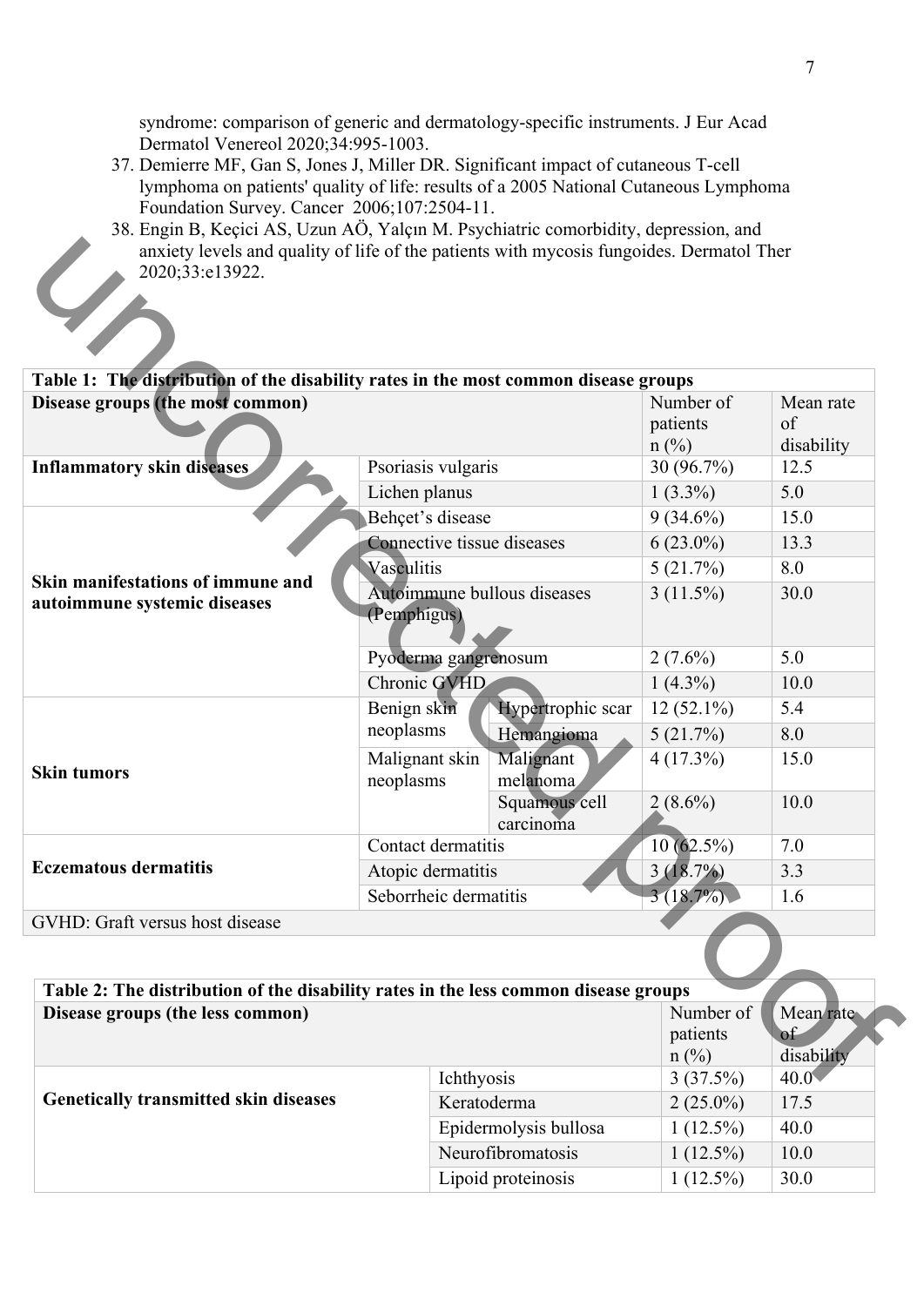syndrome: comparison of generic and dermatology-specific instruments. J Eur Acad Dermatol Venereol 2020;34:995-1003.

37. Demierre MF, Gan S, Jones J, Miller DR. Significant impact of cutaneous T-cell lymphoma on patients' quality of life: results of a 2005 National Cutaneous Lymphoma Foundation Survey. Cancer 2006;107:2504-11.
38. Engin B, Keçici AS, Uzun AÖ, Yalçın M. Psychiatric comorbidity, depression, and anxiety levels and quality of life of the patients with mycosis fungoides. Dermatol Ther 2020;33:e13922.

**Table 1: The distribution of the disability rates in the most common disease groups**

| Disease groups (the most common) | | | Number of patients n (%) | Mean rate of disability |
|---|---|---|---|---|
| **Inflammatory skin diseases** | Psoriasis vulgaris | | 30 (96.7%) | 12.5 |
| | Lichen planus | | 1 (3.3%) | 5.0 |
| **Skin manifestations of immune and autoimmune systemic diseases** | Behçet's disease | | 9 (34.6%) | 15.0 |
| | Connective tissue diseases | | 6 (23.0%) | 13.3 |
| | Vasculitis | | 5 (21.7%) | 8.0 |
| | Autoimmune bullous diseases (Pemphigus) | | 3 (11.5%) | 30.0 |
| | Pyoderma gangrenosum | | 2 (7.6%) | 5.0 |
| | Chronic GVHD | | 1 (4.3%) | 10.0 |
| **Skin tumors** | Benign skin neoplasms | Hypertrophic scar | 12 (52.1%) | 5.4 |
| | | Hemangioma | 5 (21.7%) | 8.0 |
| | Malignant skin neoplasms | Malignant melanoma | 4 (17.3%) | 15.0 |
| | | Squamous cell carcinoma | 2 (8.6%) | 10.0 |
| **Eczematous dermatitis** | Contact dermatitis | | 10 (62.5%) | 7.0 |
| | Atopic dermatitis | | 3 (18.7%) | 3.3 |
| | Seborrheic dermatitis | | 3 (18.7%) | 1.6 |

GVHD: Graft versus host disease

**Table 2: The distribution of the disability rates in the less common disease groups**

| Disease groups (the less common) | | Number of patients n (%) | Mean rate of disability |
|---|---|---|---|
| **Genetically transmitted skin diseases** | Ichthyosis | 3 (37.5%) | 40.0 |
| | Keratoderma | 2 (25.0%) | 17.5 |
| | Epidermolysis bullosa | 1 (12.5%) | 40.0 |
| | Neurofibromatosis | 1 (12.5%) | 10.0 |
| | Lipoid proteinosis | 1 (12.5%) | 30.0 |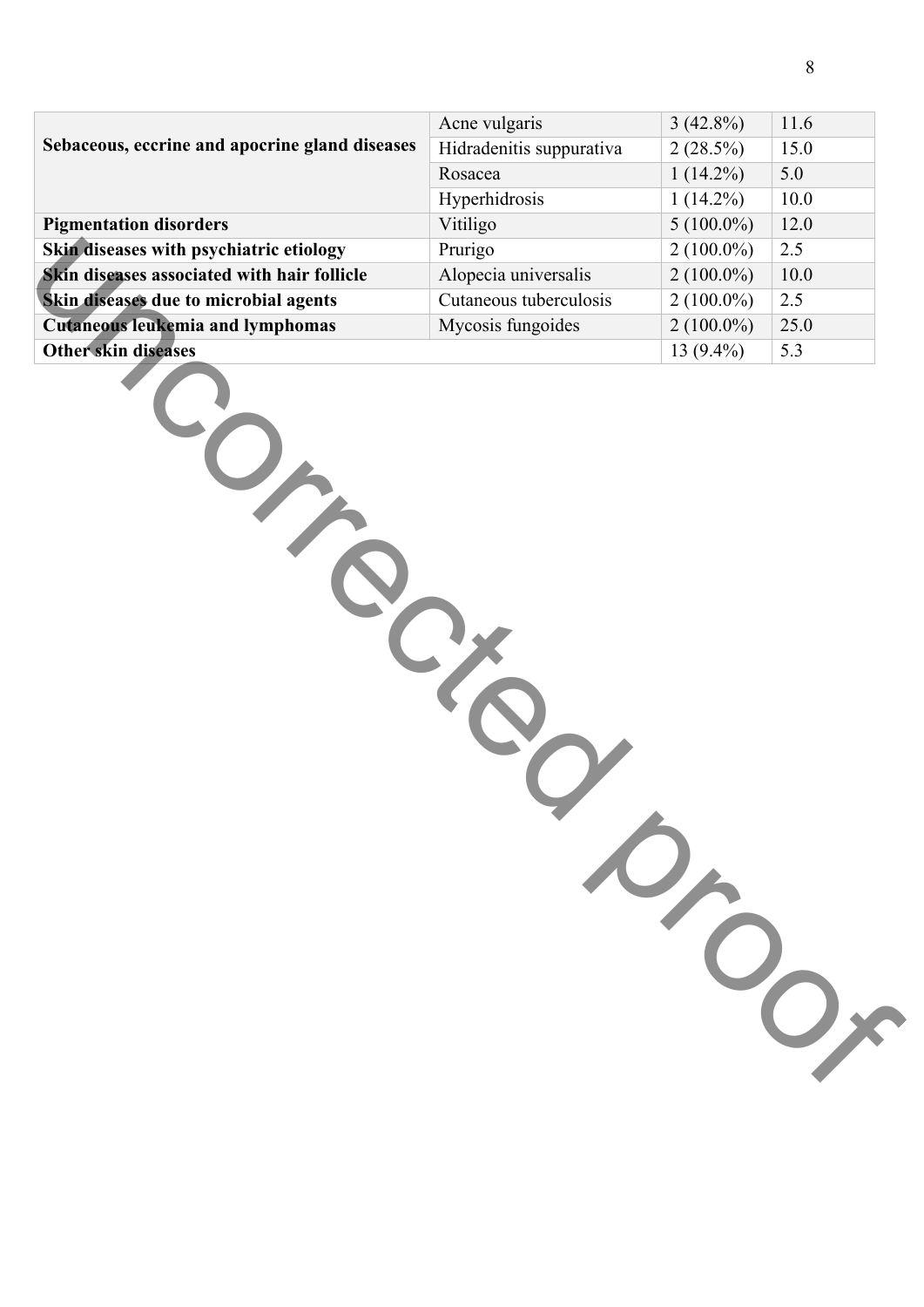| | | | |
|---|---|---|---|
| **Sebaceous, eccrine and apocrine gland diseases** | Acne vulgaris | 3 (42.8%) | 11.6 |
| | Hidradenitis suppurativa | 2 (28.5%) | 15.0 |
| | Rosacea | 1 (14.2%) | 5.0 |
| | Hyperhidrosis | 1 (14.2%) | 10.0 |
| **Pigmentation disorders** | Vitiligo | 5 (100.0%) | 12.0 |
| **Skin diseases with psychiatric etiology** | Prurigo | 2 (100.0%) | 2.5 |
| **Skin diseases associated with hair follicle** | Alopecia universalis | 2 (100.0%) | 10.0 |
| **Skin diseases due to microbial agents** | Cutaneous tuberculosis | 2 (100.0%) | 2.5 |
| **Cutaneous leukemia and lymphomas** | Mycosis fungoides | 2 (100.0%) | 25.0 |
| **Other skin diseases** | | 13 (9.4%) | 5.3 |